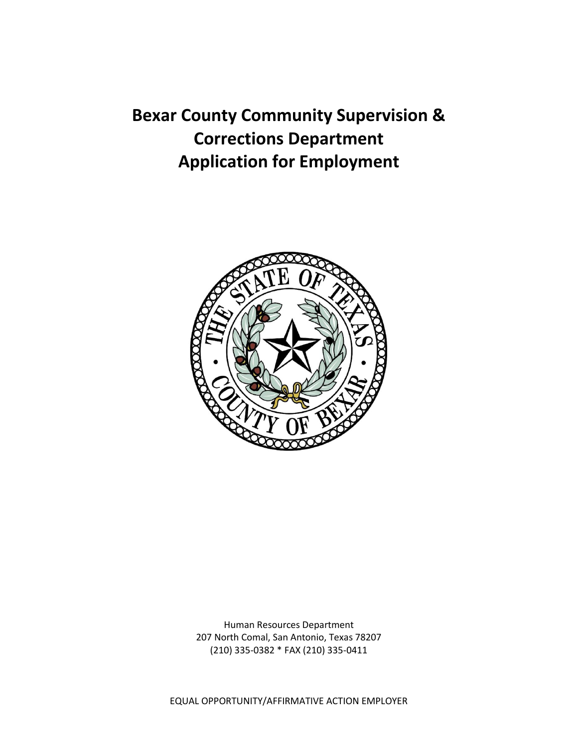# Bexar County Community Supervision & Corrections Department Application for Employment

Human Resources Department
207 North Comal, San Antonio, Texas 78207
(210) 335-0382 * FAX (210) 335-0411

EQUAL OPPORTUNITY/AFFIRMATIVE ACTION EMPLOYER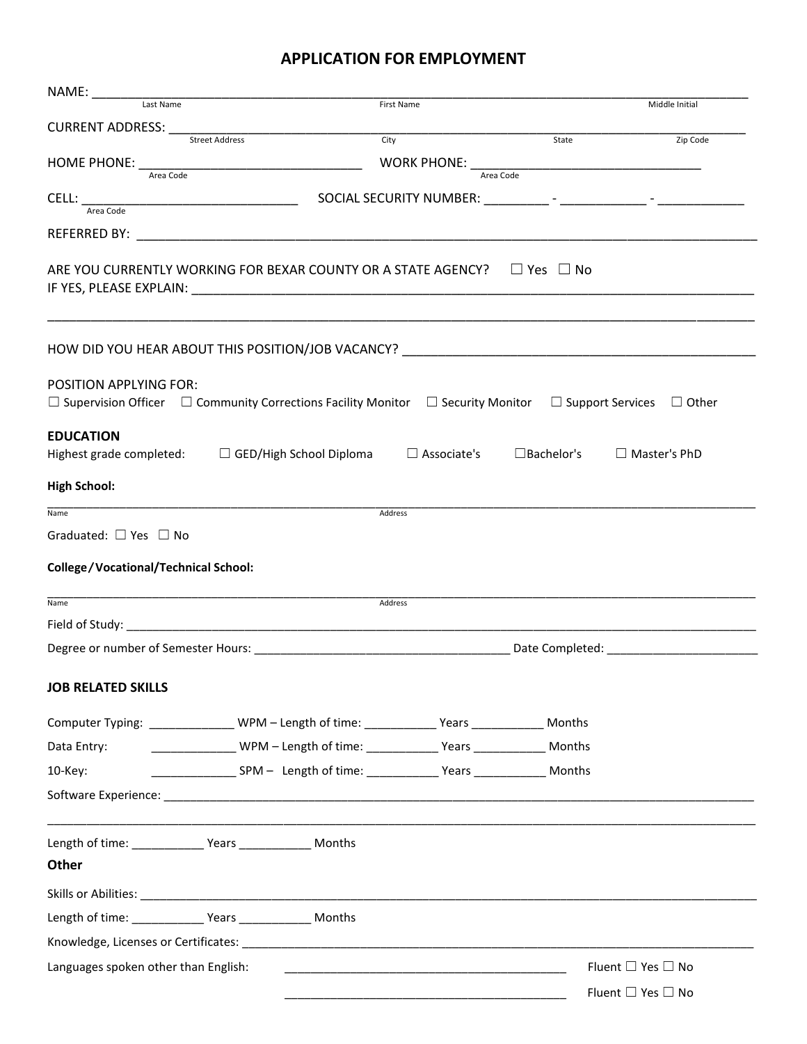# APPLICATION FOR EMPLOYMENT

NAME: ______________________________________________________________________________
Last Name First Name Middle Initial

CURRENT ADDRESS: ___________________________________________________________________
Street Address City State Zip Code

HOME PHONE: ____________________________ WORK PHONE: ______________________________
Area Code Area Code

CELL: ___________________________ SOCIAL SECURITY NUMBER: _________ - ____________ - ____________
Area Code

REFERRED BY: ________________________________________________________________________

ARE YOU CURRENTLY WORKING FOR BEXAR COUNTY OR A STATE AGENCY? ☐ Yes ☐ No
IF YES, PLEASE EXPLAIN: _____________________________________________________________

_____________________________________________________________________________________

HOW DID YOU HEAR ABOUT THIS POSITION/JOB VACANCY? ___________________________________

POSITION APPLYING FOR:
☐ Supervision Officer ☐ Community Corrections Facility Monitor ☐ Security Monitor ☐ Support Services ☐ Other

**EDUCATION**
Highest grade completed: ☐ GED/High School Diploma ☐ Associate's ☐Bachelor's ☐ Master's PhD

**High School:**

_____________________________________________________________________________________
Name Address

Graduated: ☐ Yes ☐ No

**College/Vocational/Technical School:**

_____________________________________________________________________________________
Name Address

Field of Study: _______________________________________________________________________

Degree or number of Semester Hours: ________________________________ Date Completed: ____________________

**JOB RELATED SKILLS**

Computer Typing: _____________ WPM – Length of time: ___________ Years ___________ Months

Data Entry: _____________ WPM – Length of time: ___________ Years ___________ Months

10-Key: _____________ SPM – Length of time: ___________ Years ___________ Months

Software Experience: __________________________________________________________________

_____________________________________________________________________________________

Length of time: ___________ Years ___________ Months

**Other**

Skills or Abilities: ____________________________________________________________________

Length of time: ___________ Years ___________ Months

Knowledge, Licenses or Certificates: ___________________________________________________

Languages spoken other than English: ________________________________ Fluent ☐ Yes ☐ No

________________________________ Fluent ☐ Yes ☐ No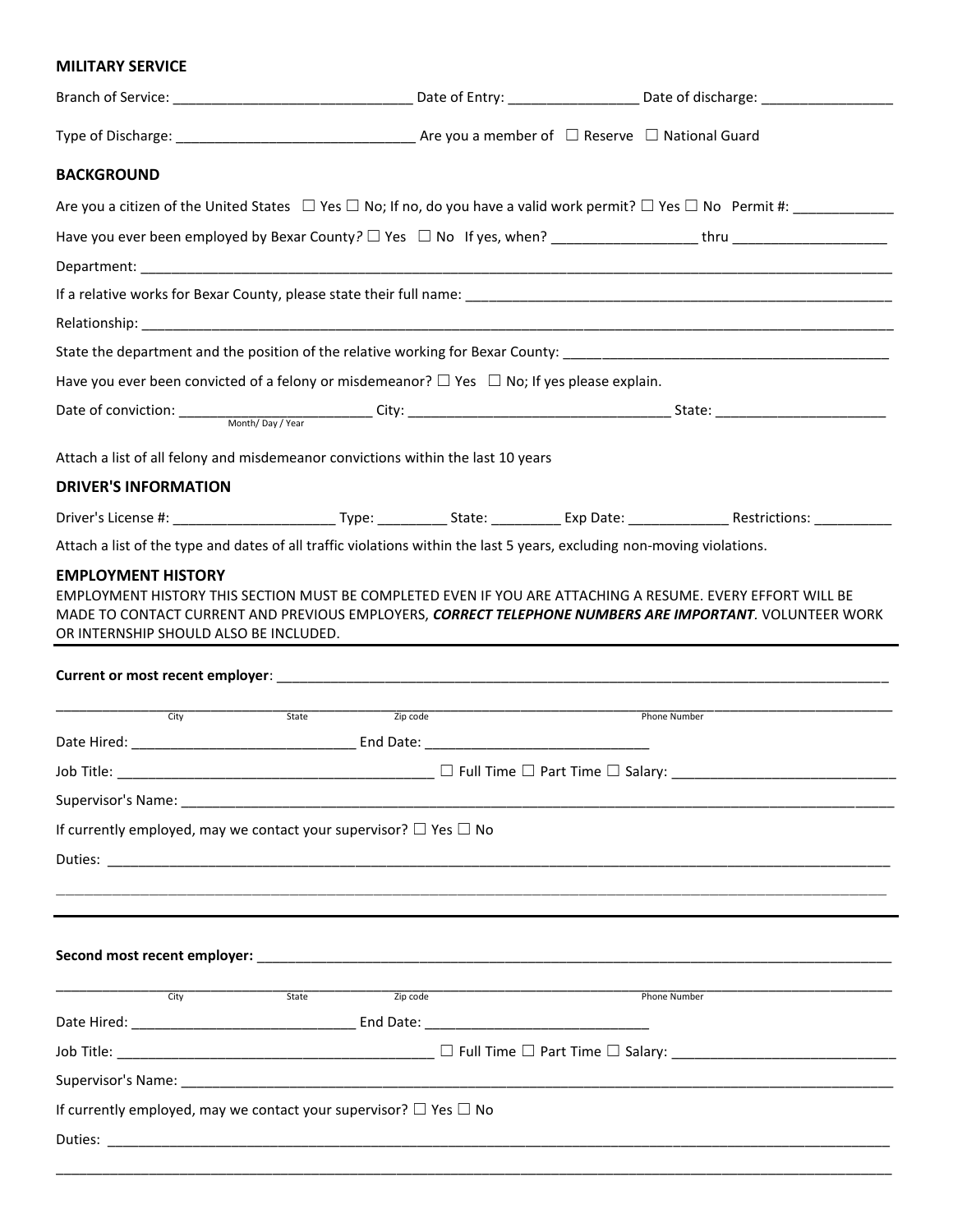## MILITARY SERVICE

Branch of Service: ______________________________ Date of Entry: ________________ Date of discharge: ________________

Type of Discharge: ______________________________ Are you a member of ☐ Reserve ☐ National Guard

## BACKGROUND

Are you a citizen of the United States ☐ Yes ☐ No; If no, do you have a valid work permit? ☐ Yes ☐ No Permit #: ____________

Have you ever been employed by Bexar County? ☐ Yes ☐ No If yes, when? __________________ thru ___________________

Department: ________________________________________________________________________________________________

If a relative works for Bexar County, please state their full name: ______________________________________________________

Relationship: ______________________________________________________________________________________________

State the department and the position of the relative working for Bexar County: ________________________________________

Have you ever been convicted of a felony or misdemeanor? ☐ Yes ☐ No; If yes please explain.

Date of conviction: ________________________ City: __________________________________ State: ______________________
Month/ Day / Year

Attach a list of all felony and misdemeanor convictions within the last 10 years

## DRIVER'S INFORMATION

Driver's License #: ____________________ Type: _________ State: _________ Exp Date: _____________ Restrictions: __________

Attach a list of the type and dates of all traffic violations within the last 5 years, excluding non-moving violations.

## EMPLOYMENT HISTORY

EMPLOYMENT HISTORY THIS SECTION MUST BE COMPLETED EVEN IF YOU ARE ATTACHING A RESUME. EVERY EFFORT WILL BE MADE TO CONTACT CURRENT AND PREVIOUS EMPLOYERS, ***CORRECT TELEPHONE NUMBERS ARE IMPORTANT***. VOLUNTEER WORK OR INTERNSHIP SHOULD ALSO BE INCLUDED.

---

**Current or most recent employer**: ______________________________________________________________________________

____________________________________________________________________________________________________________
City State Zip code Phone Number

Date Hired: _____________________________ End Date: _____________________________

Job Title: ________________________________________ ☐ Full Time ☐ Part Time ☐ Salary: _____________________________

Supervisor's Name: _________________________________________________________________________________________

If currently employed, may we contact your supervisor? ☐ Yes ☐ No

Duties: ___________________________________________________________________________________________________

____________________________________________________________________________________________________________

---

**Second most recent employer:** ______________________________________________________________________________

____________________________________________________________________________________________________________
City State Zip code Phone Number

Date Hired: _____________________________ End Date: _____________________________

Job Title: ________________________________________ ☐ Full Time ☐ Part Time ☐ Salary: _____________________________

Supervisor's Name: _________________________________________________________________________________________

If currently employed, may we contact your supervisor? ☐ Yes ☐ No

Duties: ___________________________________________________________________________________________________

____________________________________________________________________________________________________________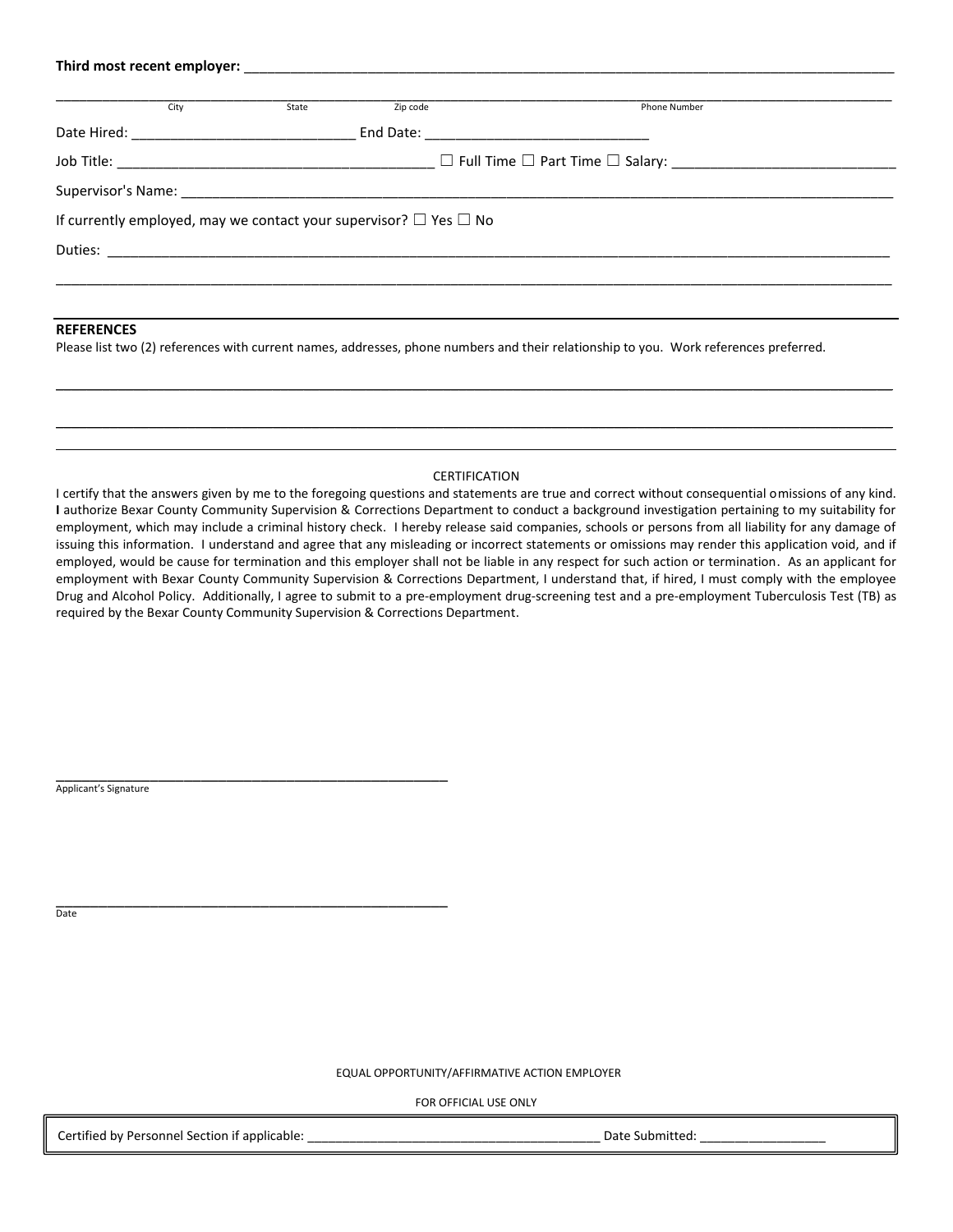**Third most recent employer:** ____________________________________________________________________________________

______________________________________________________________________________________________________________
City State Zip code Phone Number

Date Hired: ______________________________ End Date: ______________________________

Job Title: ________________________________________ ☐ Full Time ☐ Part Time ☐ Salary: ____________________________

Supervisor's Name: ____________________________________________________________________________________________

If currently employed, may we contact your supervisor? ☐ Yes ☐ No

Duties: ______________________________________________________________________________________________________

______________________________________________________________________________________________________________

**REFERENCES**

Please list two (2) references with current names, addresses, phone numbers and their relationship to you. Work references preferred.

______________________________________________________________________________________________________________

______________________________________________________________________________________________________________

CERTIFICATION

I certify that the answers given by me to the foregoing questions and statements are true and correct without consequential omissions of any kind. I authorize Bexar County Community Supervision & Corrections Department to conduct a background investigation pertaining to my suitability for employment, which may include a criminal history check. I hereby release said companies, schools or persons from all liability for any damage of issuing this information. I understand and agree that any misleading or incorrect statements or omissions may render this application void, and if employed, would be cause for termination and this employer shall not be liable in any respect for such action or termination. As an applicant for employment with Bexar County Community Supervision & Corrections Department, I understand that, if hired, I must comply with the employee Drug and Alcohol Policy. Additionally, I agree to submit to a pre-employment drug-screening test and a pre-employment Tuberculosis Test (TB) as required by the Bexar County Community Supervision & Corrections Department.

________________________________________________
Applicant's Signature

________________________________________________
Date

EQUAL OPPORTUNITY/AFFIRMATIVE ACTION EMPLOYER

FOR OFFICIAL USE ONLY

Certified by Personnel Section if applicable: __________________________________________ Date Submitted: __________________